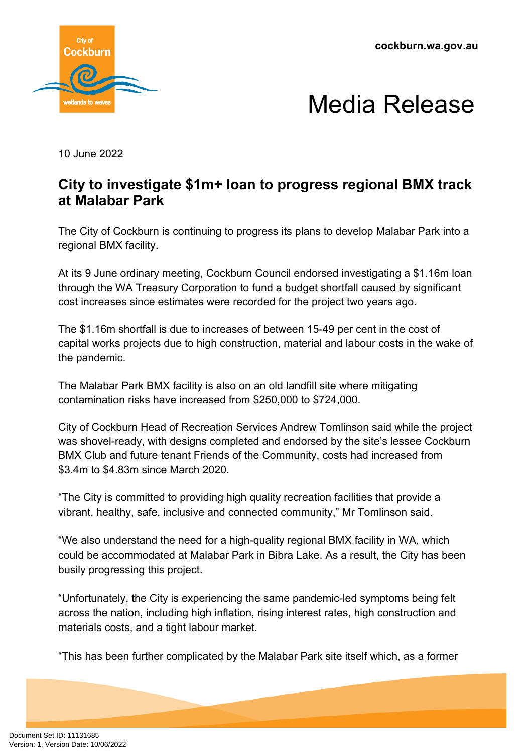cockburn.wa.gov.au

# Media Release

10 June 2022

## City to investigate $1m+ loan to progress regional BMX track at Malabar Park

The City of Cockburn is continuing to progress its plans to develop Malabar Park into a regional BMX facility.

At its 9 June ordinary meeting, Cockburn Council endorsed investigating a $1.16m loan through the WA Treasury Corporation to fund a budget shortfall caused by significant cost increases since estimates were recorded for the project two years ago.

The $1.16m shortfall is due to increases of between 15-49 per cent in the cost of capital works projects due to high construction, material and labour costs in the wake of the pandemic.

The Malabar Park BMX facility is also on an old landfill site where mitigating contamination risks have increased from $250,000 to $724,000.

City of Cockburn Head of Recreation Services Andrew Tomlinson said while the project was shovel-ready, with designs completed and endorsed by the site's lessee Cockburn BMX Club and future tenant Friends of the Community, costs had increased from $3.4m to $4.83m since March 2020.

"The City is committed to providing high quality recreation facilities that provide a vibrant, healthy, safe, inclusive and connected community," Mr Tomlinson said.

"We also understand the need for a high-quality regional BMX facility in WA, which could be accommodated at Malabar Park in Bibra Lake. As a result, the City has been busily progressing this project.

"Unfortunately, the City is experiencing the same pandemic-led symptoms being felt across the nation, including high inflation, rising interest rates, high construction and materials costs, and a tight labour market.

"This has been further complicated by the Malabar Park site itself which, as a former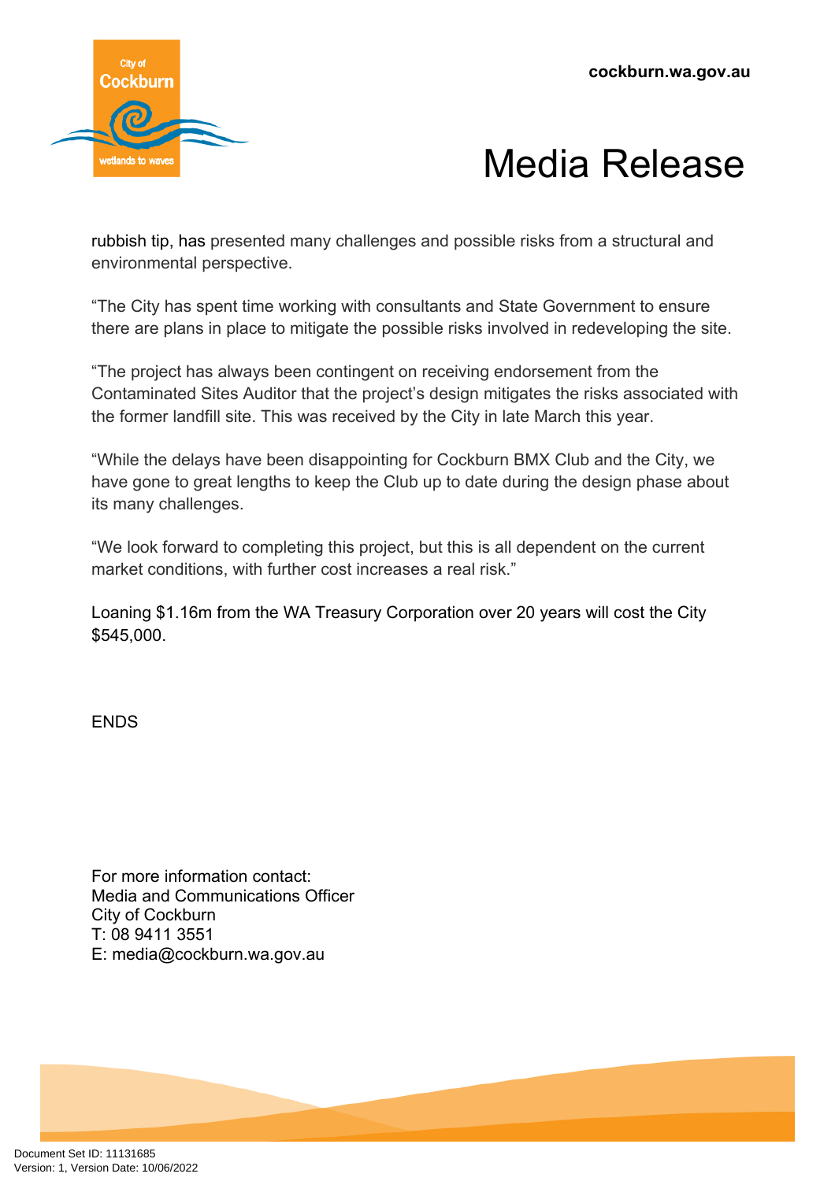rubbish tip, has presented many challenges and possible risks from a structural and environmental perspective.

"The City has spent time working with consultants and State Government to ensure there are plans in place to mitigate the possible risks involved in redeveloping the site.

"The project has always been contingent on receiving endorsement from the Contaminated Sites Auditor that the project's design mitigates the risks associated with the former landfill site. This was received by the City in late March this year.

"While the delays have been disappointing for Cockburn BMX Club and the City, we have gone to great lengths to keep the Club up to date during the design phase about its many challenges.

"We look forward to completing this project, but this is all dependent on the current market conditions, with further cost increases a real risk."

Loaning $1.16m from the WA Treasury Corporation over 20 years will cost the City $545,000.

ENDS

For more information contact:
Media and Communications Officer
City of Cockburn
T: 08 9411 3551
E: media@cockburn.wa.gov.au